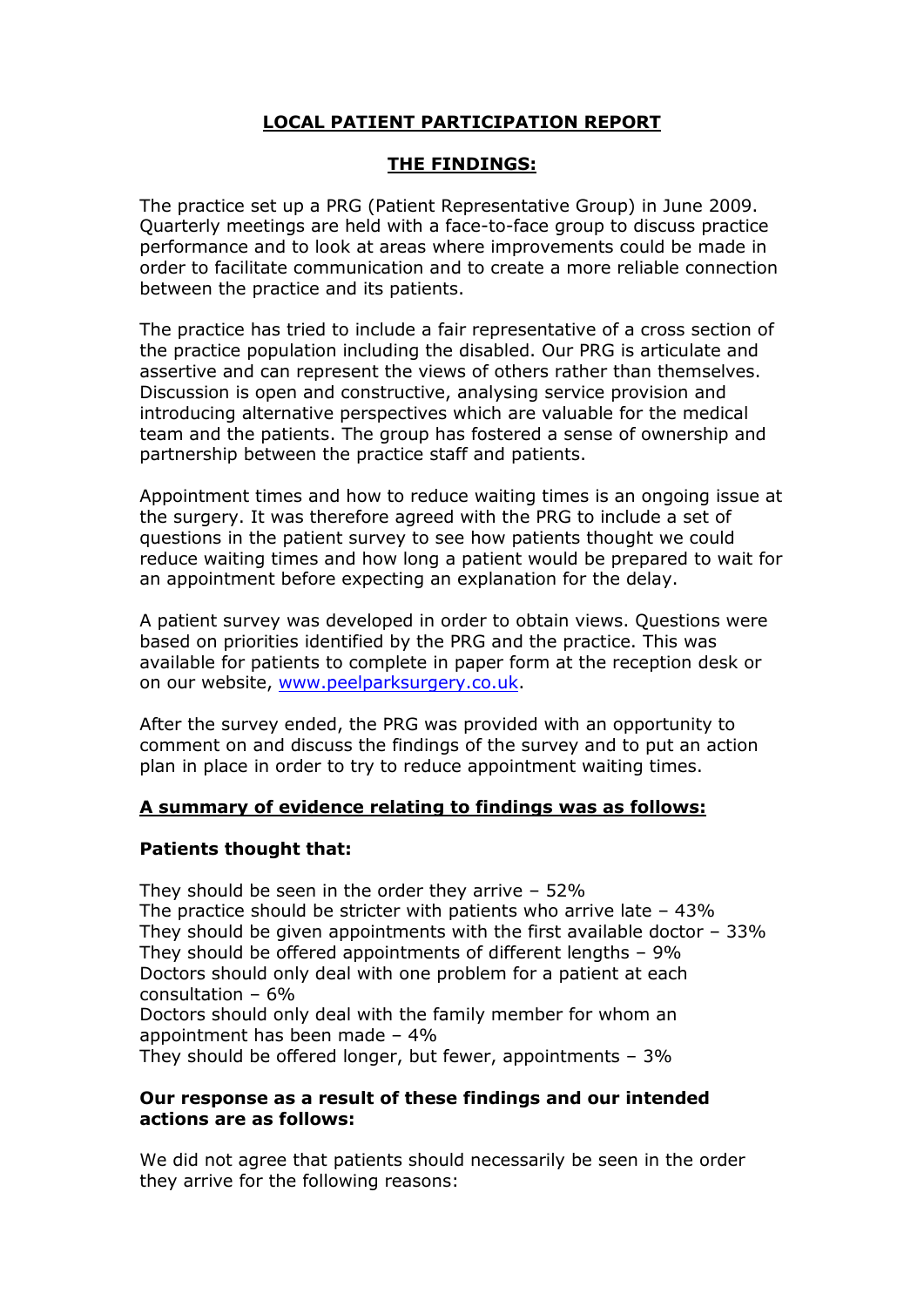# LOCAL PATIENT PARTICIPATION REPORT

## THE FINDINGS:

The practice set up a PRG (Patient Representative Group) in June 2009. Quarterly meetings are held with a face-to-face group to discuss practice performance and to look at areas where improvements could be made in order to facilitate communication and to create a more reliable connection between the practice and its patients.

The practice has tried to include a fair representative of a cross section of the practice population including the disabled. Our PRG is articulate and assertive and can represent the views of others rather than themselves. Discussion is open and constructive, analysing service provision and introducing alternative perspectives which are valuable for the medical team and the patients. The group has fostered a sense of ownership and partnership between the practice staff and patients.

Appointment times and how to reduce waiting times is an ongoing issue at the surgery. It was therefore agreed with the PRG to include a set of questions in the patient survey to see how patients thought we could reduce waiting times and how long a patient would be prepared to wait for an appointment before expecting an explanation for the delay.

A patient survey was developed in order to obtain views. Questions were based on priorities identified by the PRG and the practice. This was available for patients to complete in paper form at the reception desk or on our website, [www.peelparksurgery.co.uk](http://www.peelparksurgery.co.uk).

After the survey ended, the PRG was provided with an opportunity to comment on and discuss the findings of the survey and to put an action plan in place in order to try to reduce appointment waiting times.

**A summary of evidence relating to findings was as follows:**

**Patients thought that:**

They should be seen in the order they arrive – 52%
The practice should be stricter with patients who arrive late – 43%
They should be given appointments with the first available doctor – 33%
They should be offered appointments of different lengths – 9%
Doctors should only deal with one problem for a patient at each consultation – 6%
Doctors should only deal with the family member for whom an appointment has been made – 4%
They should be offered longer, but fewer, appointments – 3%

**Our response as a result of these findings and our intended actions are as follows:**

We did not agree that patients should necessarily be seen in the order they arrive for the following reasons: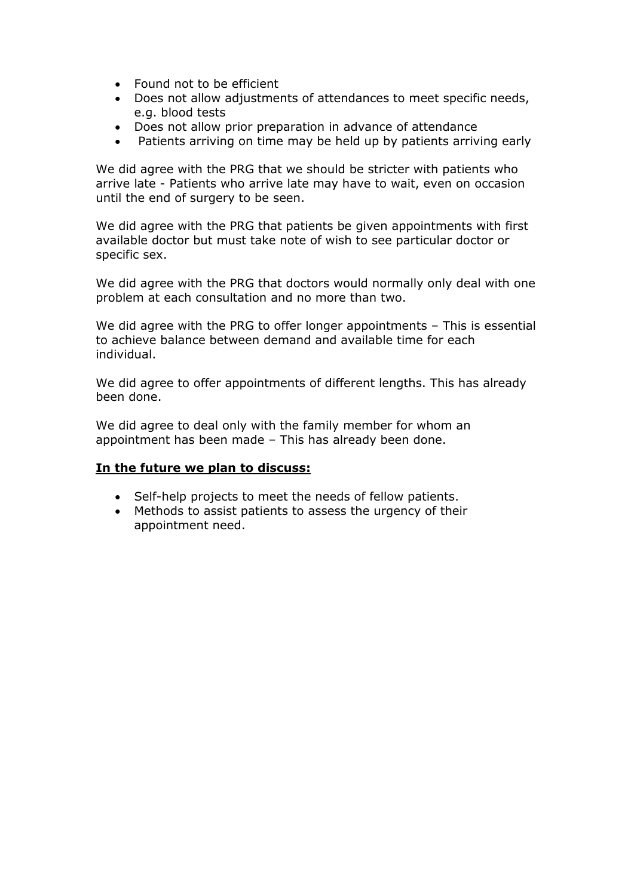- Found not to be efficient
- Does not allow adjustments of attendances to meet specific needs, e.g. blood tests
- Does not allow prior preparation in advance of attendance
- Patients arriving on time may be held up by patients arriving early

We did agree with the PRG that we should be stricter with patients who arrive late - Patients who arrive late may have to wait, even on occasion until the end of surgery to be seen.

We did agree with the PRG that patients be given appointments with first available doctor but must take note of wish to see particular doctor or specific sex.

We did agree with the PRG that doctors would normally only deal with one problem at each consultation and no more than two.

We did agree with the PRG to offer longer appointments – This is essential to achieve balance between demand and available time for each individual.

We did agree to offer appointments of different lengths. This has already been done.

We did agree to deal only with the family member for whom an appointment has been made – This has already been done.

**In the future we plan to discuss:**

- Self-help projects to meet the needs of fellow patients.
- Methods to assist patients to assess the urgency of their appointment need.